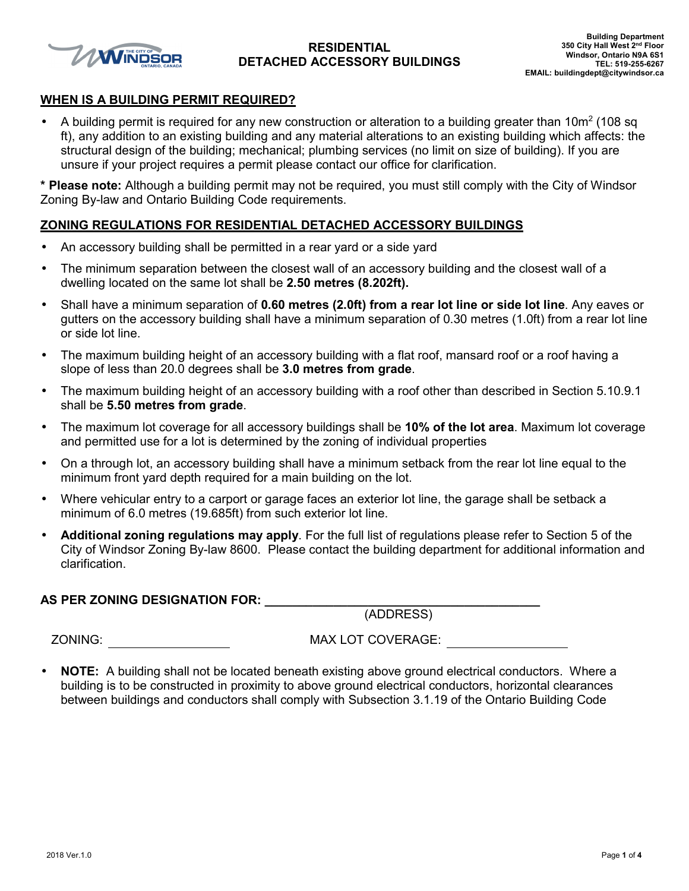# RESIDENTIAL DETACHED ACCESSORY BUILDINGS

**Building Department**
**350 City Hall West 2nd Floor**
**Windsor, Ontario N9A 6S1**
**TEL: 519-255-6267**
**EMAIL: buildingdept@citywindsor.ca**

## WHEN IS A BUILDING PERMIT REQUIRED?

- A building permit is required for any new construction or alteration to a building greater than $10m^2$ (108 sq ft), any addition to an existing building and any material alterations to an existing building which affects: the structural design of the building; mechanical; plumbing services (no limit on size of building). If you are unsure if your project requires a permit please contact our office for clarification.

**\* Please note:** Although a building permit may not be required, you must still comply with the City of Windsor Zoning By-law and Ontario Building Code requirements.

## ZONING REGULATIONS FOR RESIDENTIAL DETACHED ACCESSORY BUILDINGS

- An accessory building shall be permitted in a rear yard or a side yard
- The minimum separation between the closest wall of an accessory building and the closest wall of a dwelling located on the same lot shall be **2.50 metres (8.202ft).**
- Shall have a minimum separation of **0.60 metres (2.0ft) from a rear lot line or side lot line**. Any eaves or gutters on the accessory building shall have a minimum separation of 0.30 metres (1.0ft) from a rear lot line or side lot line.
- The maximum building height of an accessory building with a flat roof, mansard roof or a roof having a slope of less than 20.0 degrees shall be **3.0 metres from grade**.
- The maximum building height of an accessory building with a roof other than described in Section 5.10.9.1 shall be **5.50 metres from grade**.
- The maximum lot coverage for all accessory buildings shall be **10% of the lot area**. Maximum lot coverage and permitted use for a lot is determined by the zoning of individual properties
- On a through lot, an accessory building shall have a minimum setback from the rear lot line equal to the minimum front yard depth required for a main building on the lot.
- Where vehicular entry to a carport or garage faces an exterior lot line, the garage shall be setback a minimum of 6.0 metres (19.685ft) from such exterior lot line.
- **Additional zoning regulations may apply**. For the full list of regulations please refer to Section 5 of the City of Windsor Zoning By-law 8600. Please contact the building department for additional information and clarification.

**AS PER ZONING DESIGNATION FOR: ______________________________**
(ADDRESS)

ZONING: ______________ MAX LOT COVERAGE: ______________

- **NOTE:** A building shall not be located beneath existing above ground electrical conductors. Where a building is to be constructed in proximity to above ground electrical conductors, horizontal clearances between buildings and conductors shall comply with Subsection 3.1.19 of the Ontario Building Code

2018 Ver.1.0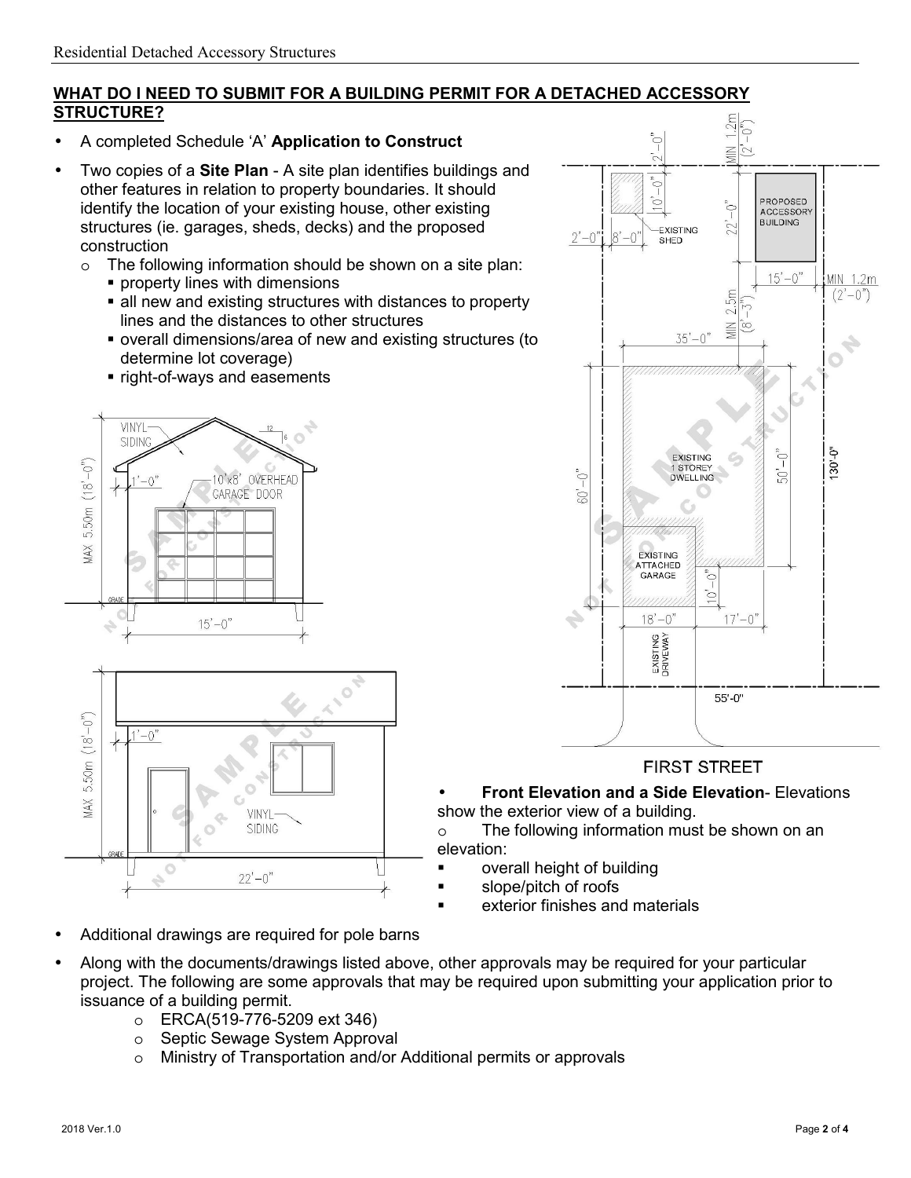## WHAT DO I NEED TO SUBMIT FOR A BUILDING PERMIT FOR A DETACHED ACCESSORY STRUCTURE?

- A completed Schedule 'A' **Application to Construct**
- Two copies of a **Site Plan** - A site plan identifies buildings and other features in relation to property boundaries. It should identify the location of your existing house, other existing structures (ie. garages, sheds, decks) and the proposed construction
  - o The following information should be shown on a site plan:
    - property lines with dimensions
    - all new and existing structures with distances to property lines and the distances to other structures
    - overall dimensions/area of new and existing structures (to determine lot coverage)
    - right-of-ways and easements
- **Front Elevation and a Side Elevation**- Elevations show the exterior view of a building.
  - o The following information must be shown on an elevation:
    - overall height of building
    - slope/pitch of roofs
    - exterior finishes and materials
- Additional drawings are required for pole barns
- Along with the documents/drawings listed above, other approvals may be required for your particular project. The following are some approvals that may be required upon submitting your application prior to issuance of a building permit.
  - o ERCA(519-776-5209 ext 346)
  - o Septic Sewage System Approval
  - o Ministry of Transportation and/or Additional permits or approvals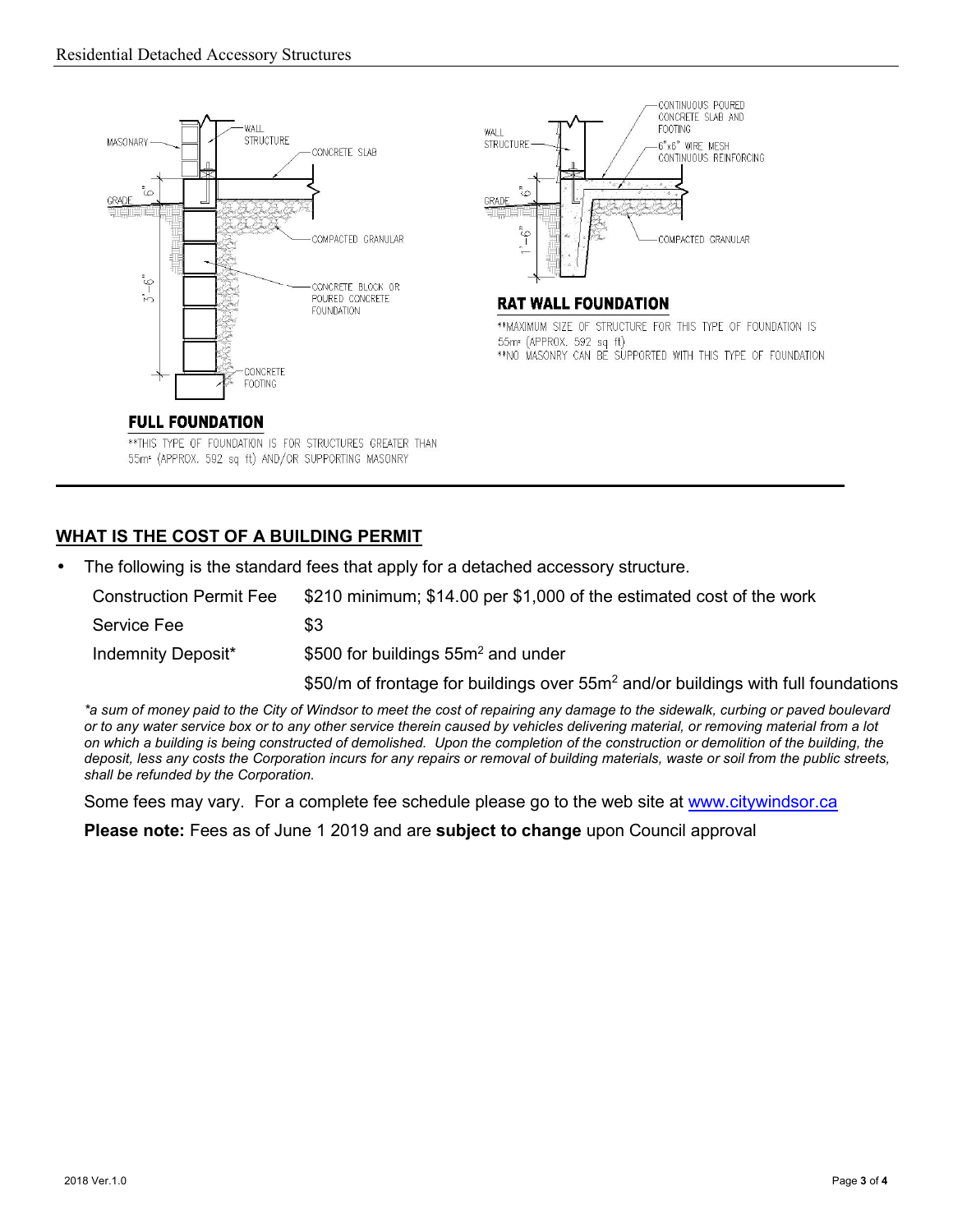**FULL FOUNDATION**

**THIS TYPE OF FOUNDATION IS FOR STRUCTURES GREATER THAN 55m² (APPROX. 592 sq ft) AND/OR SUPPORTING MASONRY

**RAT WALL FOUNDATION**

**MAXIMUM SIZE OF STRUCTURE FOR THIS TYPE OF FOUNDATION IS 55m² (APPROX. 592 sq ft)

**NO MASONRY CAN BE SUPPORTED WITH THIS TYPE OF FOUNDATION

## WHAT IS THE COST OF A BUILDING PERMIT

- The following is the standard fees that apply for a detached accessory structure.

| | |
|---|---|
| Construction Permit Fee | $210 minimum; $14.00 per $1,000 of the estimated cost of the work |
| Service Fee | $3 |
| Indemnity Deposit* | $500 for buildings $55m^2$ and under |
| | $50/m of frontage for buildings over $55m^2$ and/or buildings with full foundations |

*\*a sum of money paid to the City of Windsor to meet the cost of repairing any damage to the sidewalk, curbing or paved boulevard or to any water service box or to any other service therein caused by vehicles delivering material, or removing material from a lot on which a building is being constructed of demolished. Upon the completion of the construction or demolition of the building, the deposit, less any costs the Corporation incurs for any repairs or removal of building materials, waste or soil from the public streets, shall be refunded by the Corporation.*

Some fees may vary. For a complete fee schedule please go to the web site at www.citywindsor.ca

**Please note:** Fees as of June 1 2019 and are **subject to change** upon Council approval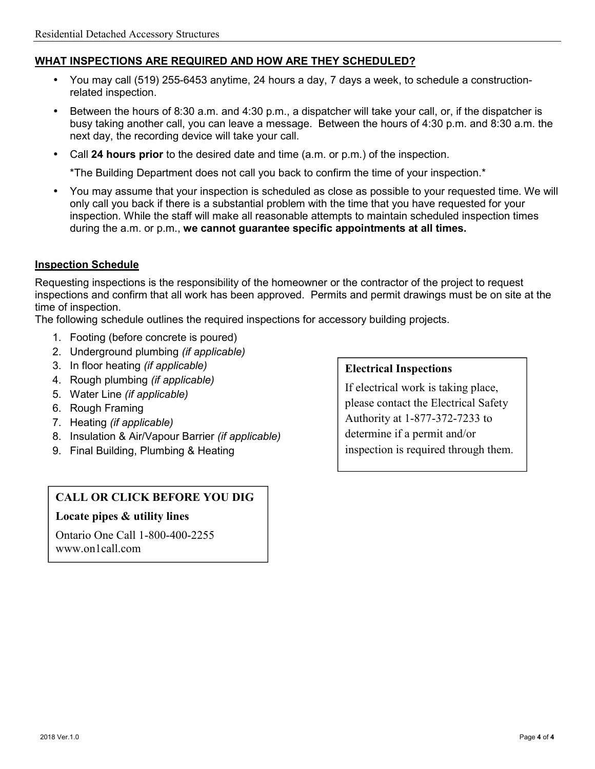## WHAT INSPECTIONS ARE REQUIRED AND HOW ARE THEY SCHEDULED?

- You may call (519) 255-6453 anytime, 24 hours a day, 7 days a week, to schedule a construction-related inspection.
- Between the hours of 8:30 a.m. and 4:30 p.m., a dispatcher will take your call, or, if the dispatcher is busy taking another call, you can leave a message. Between the hours of 4:30 p.m. and 8:30 a.m. the next day, the recording device will take your call.
- Call **24 hours prior** to the desired date and time (a.m. or p.m.) of the inspection.

  *The Building Department does not call you back to confirm the time of your inspection.*
- You may assume that your inspection is scheduled as close as possible to your requested time. We will only call you back if there is a substantial problem with the time that you have requested for your inspection. While the staff will make all reasonable attempts to maintain scheduled inspection times during the a.m. or p.m., **we cannot guarantee specific appointments at all times.**

### Inspection Schedule

Requesting inspections is the responsibility of the homeowner or the contractor of the project to request inspections and confirm that all work has been approved. Permits and permit drawings must be on site at the time of inspection.

The following schedule outlines the required inspections for accessory building projects.

1. Footing (before concrete is poured)
2. Underground plumbing *(if applicable)*
3. In floor heating *(if applicable)*
4. Rough plumbing *(if applicable)*
5. Water Line *(if applicable)*
6. Rough Framing
7. Heating *(if applicable)*
8. Insulation & Air/Vapour Barrier *(if applicable)*
9. Final Building, Plumbing & Heating

**Electrical Inspections**

If electrical work is taking place, please contact the Electrical Safety Authority at 1-877-372-7233 to determine if a permit and/or inspection is required through them.

**CALL OR CLICK BEFORE YOU DIG**

**Locate pipes & utility lines**

Ontario One Call 1-800-400-2255
www.on1call.com